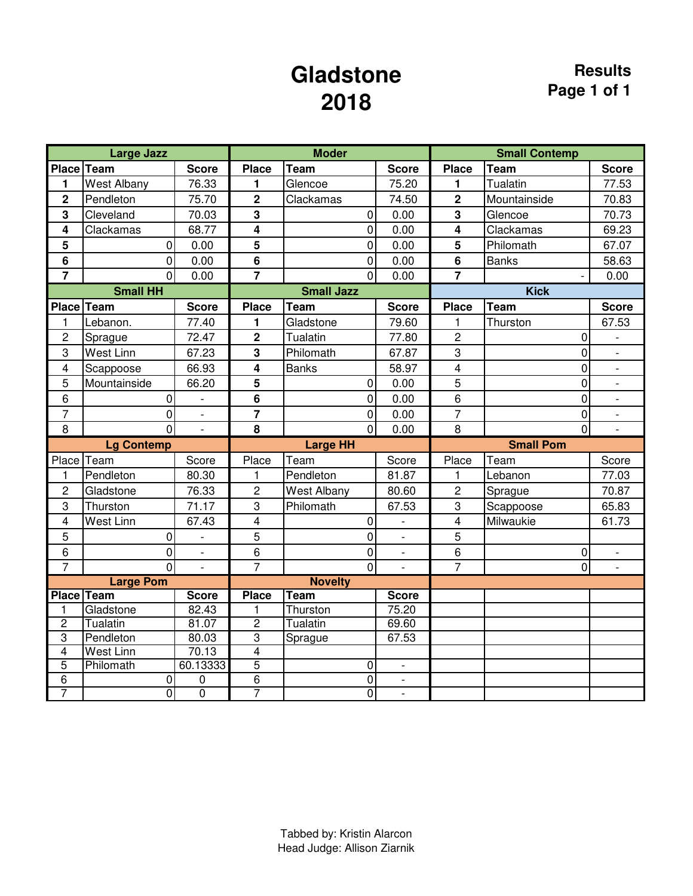# Gladstone 2018

**Results**

## Large Jazz

| Place | Team | Score |
|---|---|---|
| 1 | West Albany | 76.33 |
| 2 | Pendleton | 75.70 |
| 3 | Cleveland | 70.03 |
| 4 | Clackamas | 68.77 |
| 5 | 0 | 0.00 |
| 6 | 0 | 0.00 |
| 7 | 0 | 0.00 |

## Moder

| Place | Team | Score |
|---|---|---|
| 1 | Glencoe | 75.20 |
| 2 | Clackamas | 74.50 |
| 3 | 0 | 0.00 |
| 4 | 0 | 0.00 |
| 5 | 0 | 0.00 |
| 6 | 0 | 0.00 |
| 7 | 0 | 0.00 |

## Small Contemp

| Place | Team | Score |
|---|---|---|
| 1 | Tualatin | 77.53 |
| 2 | Mountainside | 70.83 |
| 3 | Glencoe | 70.73 |
| 4 | Clackamas | 69.23 |
| 5 | Philomath | 67.07 |
| 6 | Banks | 58.63 |
| 7 | - | 0.00 |

## Small HH

| Place | Team | Score |
|---|---|---|
| 1 | Lebanon. | 77.40 |
| 2 | Sprague | 72.47 |
| 3 | West Linn | 67.23 |
| 4 | Scappoose | 66.93 |
| 5 | Mountainside | 66.20 |
| 6 | 0 | - |
| 7 | 0 | - |
| 8 | 0 | - |

## Small Jazz

| Place | Team | Score |
|---|---|---|
| 1 | Gladstone | 79.60 |
| 2 | Tualatin | 77.80 |
| 3 | Philomath | 67.87 |
| 4 | Banks | 58.97 |
| 5 | 0 | 0.00 |
| 6 | 0 | 0.00 |
| 7 | 0 | 0.00 |
| 8 | 0 | 0.00 |

## Kick

| Place | Team | Score |
|---|---|---|
| 1 | Thurston | 67.53 |
| 2 | 0 | - |
| 3 | 0 | - |
| 4 | 0 | - |
| 5 | 0 | - |
| 6 | 0 | - |
| 7 | 0 | - |
| 8 | 0 | - |

## Lg Contemp

| Place | Team | Score |
|---|---|---|
| 1 | Pendleton | 80.30 |
| 2 | Gladstone | 76.33 |
| 3 | Thurston | 71.17 |
| 4 | West Linn | 67.43 |
| 5 | 0 | - |
| 6 | 0 | - |
| 7 | 0 | - |

## Large HH

| Place | Team | Score |
|---|---|---|
| 1 | Pendleton | 81.87 |
| 2 | West Albany | 80.60 |
| 3 | Philomath | 67.53 |
| 4 | 0 | - |
| 5 | 0 | - |
| 6 | 0 | - |
| 7 | 0 | - |

## Small Pom

| Place | Team | Score |
|---|---|---|
| 1 | Lebanon | 77.03 |
| 2 | Sprague | 70.87 |
| 3 | Scappoose | 65.83 |
| 4 | Milwaukie | 61.73 |
| 5 | | |
| 6 | 0 | - |
| 7 | 0 | - |

## Large Pom

| Place | Team | Score |
|---|---|---|
| 1 | Gladstone | 82.43 |
| 2 | Tualatin | 81.07 |
| 3 | Pendleton | 80.03 |
| 4 | West Linn | 70.13 |
| 5 | Philomath | 60.13333 |
| 6 | 0 | 0 |
| 7 | 0 | 0 |

## Novelty

| Place | Team | Score |
|---|---|---|
| 1 | Thurston | 75.20 |
| 2 | Tualatin | 69.60 |
| 3 | Sprague | 67.53 |
| 4 | | |
| 5 | 0 | - |
| 6 | 0 | - |
| 7 | 0 | - |

Tabbed by: Kristin Alarcon
Head Judge: Allison Ziarnik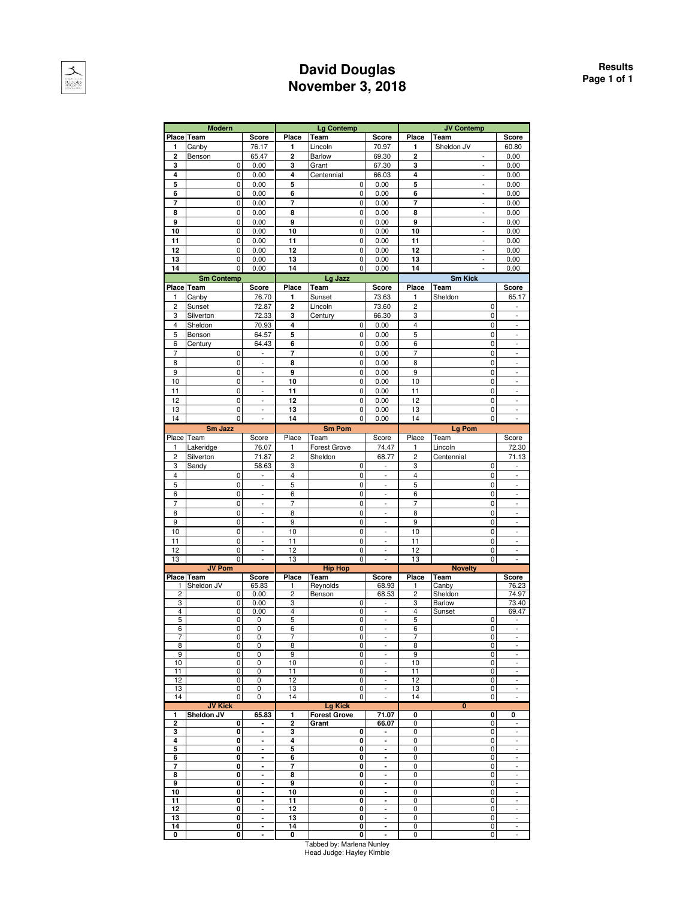# David Douglas
# November 3, 2018

**Results**

### Modern

| Place | Team | Score |
|---|---|---|
| 1 | Canby | 76.17 |
| 2 | Benson | 65.47 |
| 3 | 0 | 0.00 |
| 4 | 0 | 0.00 |
| 5 | 0 | 0.00 |
| 6 | 0 | 0.00 |
| 7 | 0 | 0.00 |
| 8 | 0 | 0.00 |
| 9 | 0 | 0.00 |
| 10 | 0 | 0.00 |
| 11 | 0 | 0.00 |
| 12 | 0 | 0.00 |
| 13 | 0 | 0.00 |
| 14 | 0 | 0.00 |

### Lg Contemp

| Place | Team | Score |
|---|---|---|
| 1 | Lincoln | 70.97 |
| 2 | Barlow | 69.30 |
| 3 | Grant | 67.30 |
| 4 | Centennial | 66.03 |
| 5 | 0 | 0.00 |
| 6 | 0 | 0.00 |
| 7 | 0 | 0.00 |
| 8 | 0 | 0.00 |
| 9 | 0 | 0.00 |
| 10 | 0 | 0.00 |
| 11 | 0 | 0.00 |
| 12 | 0 | 0.00 |
| 13 | 0 | 0.00 |
| 14 | 0 | 0.00 |

### JV Contemp

| Place | Team | Score |
|---|---|---|
| 1 | Sheldon JV | 60.80 |
| 2 | - | 0.00 |
| 3 | - | 0.00 |
| 4 | - | 0.00 |
| 5 | - | 0.00 |
| 6 | - | 0.00 |
| 7 | - | 0.00 |
| 8 | - | 0.00 |
| 9 | - | 0.00 |
| 10 | - | 0.00 |
| 11 | - | 0.00 |
| 12 | - | 0.00 |
| 13 | - | 0.00 |
| 14 | - | 0.00 |

### Sm Contemp

| Place | Team | Score |
|---|---|---|
| 1 | Canby | 76.70 |
| 2 | Sunset | 72.87 |
| 3 | Silverton | 72.33 |
| 4 | Sheldon | 70.93 |
| 5 | Benson | 64.57 |
| 6 | Century | 64.43 |
| 7 | 0 | - |
| 8 | 0 | - |
| 9 | 0 | - |
| 10 | 0 | - |
| 11 | 0 | - |
| 12 | 0 | - |
| 13 | 0 | - |
| 14 | 0 | - |

### Lg Jazz

| Place | Team | Score |
|---|---|---|
| 1 | Sunset | 73.63 |
| 2 | Lincoln | 73.60 |
| 3 | Century | 66.30 |
| 4 | 0 | 0.00 |
| 5 | 0 | 0.00 |
| 6 | 0 | 0.00 |
| 7 | 0 | 0.00 |
| 8 | 0 | 0.00 |
| 9 | 0 | 0.00 |
| 10 | 0 | 0.00 |
| 11 | 0 | 0.00 |
| 12 | 0 | 0.00 |
| 13 | 0 | 0.00 |
| 14 | 0 | 0.00 |

### Sm Kick

| Place | Team | Score |
|---|---|---|
| 1 | Sheldon | 65.17 |
| 2 | 0 | - |
| 3 | 0 | - |
| 4 | 0 | - |
| 5 | 0 | - |
| 6 | 0 | - |
| 7 | 0 | - |
| 8 | 0 | - |
| 9 | 0 | - |
| 10 | 0 | - |
| 11 | 0 | - |
| 12 | 0 | - |
| 13 | 0 | - |
| 14 | 0 | - |

### Sm Jazz

| Place | Team | Score |
|---|---|---|
| 1 | Lakeridge | 76.07 |
| 2 | Silverton | 71.87 |
| 3 | Sandy | 58.63 |
| 4 | 0 | - |
| 5 | 0 | - |
| 6 | 0 | - |
| 7 | 0 | - |
| 8 | 0 | - |
| 9 | 0 | - |
| 10 | 0 | - |
| 11 | 0 | - |
| 12 | 0 | - |
| 13 | 0 | - |

### Sm Pom

| Place | Team | Score |
|---|---|---|
| 1 | Forest Grove | 74.47 |
| 2 | Sheldon | 68.77 |
| 3 | 0 | - |
| 4 | 0 | - |
| 5 | 0 | - |
| 6 | 0 | - |
| 7 | 0 | - |
| 8 | 0 | - |
| 9 | 0 | - |
| 10 | 0 | - |
| 11 | 0 | - |
| 12 | 0 | - |
| 13 | 0 | - |

### Lg Pom

| Place | Team | Score |
|---|---|---|
| 1 | Lincoln | 72.30 |
| 2 | Centennial | 71.13 |
| 3 | 0 | - |
| 4 | 0 | - |
| 5 | 0 | - |
| 6 | 0 | - |
| 7 | 0 | - |
| 8 | 0 | - |
| 9 | 0 | - |
| 10 | 0 | - |
| 11 | 0 | - |
| 12 | 0 | - |
| 13 | 0 | - |

### JV Pom

| Place | Team | Score |
|---|---|---|
| 1 | Sheldon JV | 65.83 |
| 2 | 0 | 0.00 |
| 3 | 0 | 0.00 |
| 4 | 0 | 0.00 |
| 5 | 0 | 0 |
| 6 | 0 | 0 |
| 7 | 0 | 0 |
| 8 | 0 | 0 |
| 9 | 0 | 0 |
| 10 | 0 | 0 |
| 11 | 0 | 0 |
| 12 | 0 | 0 |
| 13 | 0 | 0 |
| 14 | 0 | 0 |

### Hip Hop

| Place | Team | Score |
|---|---|---|
| 1 | Reynolds | 68.93 |
| 2 | Benson | 68.53 |
| 3 | 0 | - |
| 4 | 0 | - |
| 5 | 0 | - |
| 6 | 0 | - |
| 7 | 0 | - |
| 8 | 0 | - |
| 9 | 0 | - |
| 10 | 0 | - |
| 11 | 0 | - |
| 12 | 0 | - |
| 13 | 0 | - |
| 14 | 0 | - |

### Novelty

| Place | Team | Score |
|---|---|---|
| 1 | Canby | 76.23 |
| 2 | Sheldon | 74.97 |
| 3 | Barlow | 73.40 |
| 4 | Sunset | 69.47 |
| 5 | 0 | - |
| 6 | 0 | - |
| 7 | 0 | - |
| 8 | 0 | - |
| 9 | 0 | - |
| 10 | 0 | - |
| 11 | 0 | - |
| 12 | 0 | - |
| 13 | 0 | - |
| 14 | 0 | - |

### JV Kick

| Place | Team | Score |
|---|---|---|
| 1 | Sheldon JV | 65.83 |
| 2 | 0 | - |
| 3 | 0 | - |
| 4 | 0 | - |
| 5 | 0 | - |
| 6 | 0 | - |
| 7 | 0 | - |
| 8 | 0 | - |
| 9 | 0 | - |
| 10 | 0 | - |
| 11 | 0 | - |
| 12 | 0 | - |
| 13 | 0 | - |
| 14 | 0 | - |
| 0 | 0 | - |

### Lg Kick

| Place | Team | Score |
|---|---|---|
| 1 | Forest Grove | 71.07 |
| 2 | Grant | 66.07 |
| 3 | 0 | - |
| 4 | 0 | - |
| 5 | 0 | - |
| 6 | 0 | - |
| 7 | 0 | - |
| 8 | 0 | - |
| 9 | 0 | - |
| 10 | 0 | - |
| 11 | 0 | - |
| 12 | 0 | - |
| 13 | 0 | - |
| 14 | 0 | - |
| 0 | 0 | - |

### 0

| Place | Team | Score |
|---|---|---|
| 0 | 0 | 0 |
| 0 | 0 | - |
| 0 | 0 | - |
| 0 | 0 | - |
| 0 | 0 | - |
| 0 | 0 | - |
| 0 | 0 | - |
| 0 | 0 | - |
| 0 | 0 | - |
| 0 | 0 | - |
| 0 | 0 | - |
| 0 | 0 | - |
| 0 | 0 | - |
| 0 | 0 | - |
| 0 | 0 | - |

Tabbed by: Marlena Nunley
Head Judge: Hayley Kimble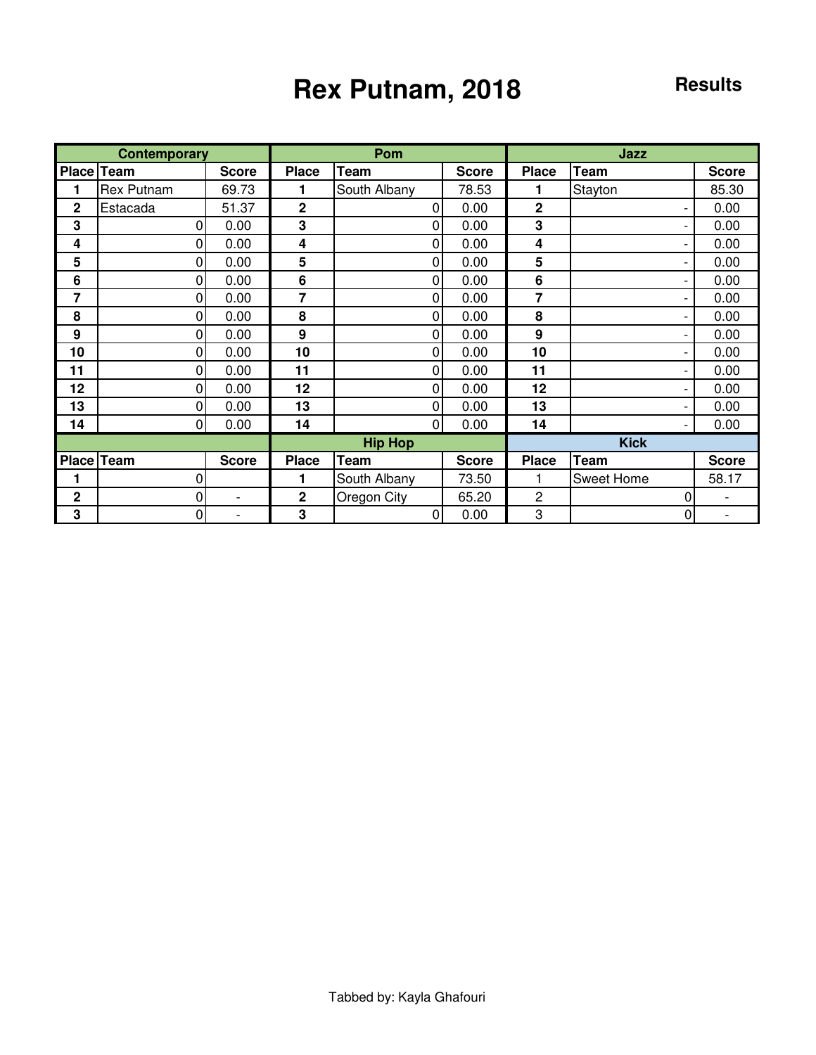# Rex Putnam, 2018

**Results**

| Contemporary | | | Pom | | | Jazz | | |
|---|---|---|---|---|---|---|---|---|
| **Place** | **Team** | **Score** | **Place** | **Team** | **Score** | **Place** | **Team** | **Score** |
| 1 | Rex Putnam | 69.73 | 1 | South Albany | 78.53 | 1 | Stayton | 85.30 |
| 2 | Estacada | 51.37 | 2 | 0 | 0.00 | 2 | - | 0.00 |
| 3 | 0 | 0.00 | 3 | 0 | 0.00 | 3 | - | 0.00 |
| 4 | 0 | 0.00 | 4 | 0 | 0.00 | 4 | - | 0.00 |
| 5 | 0 | 0.00 | 5 | 0 | 0.00 | 5 | - | 0.00 |
| 6 | 0 | 0.00 | 6 | 0 | 0.00 | 6 | - | 0.00 |
| 7 | 0 | 0.00 | 7 | 0 | 0.00 | 7 | - | 0.00 |
| 8 | 0 | 0.00 | 8 | 0 | 0.00 | 8 | - | 0.00 |
| 9 | 0 | 0.00 | 9 | 0 | 0.00 | 9 | - | 0.00 |
| 10 | 0 | 0.00 | 10 | 0 | 0.00 | 10 | - | 0.00 |
| 11 | 0 | 0.00 | 11 | 0 | 0.00 | 11 | - | 0.00 |
| 12 | 0 | 0.00 | 12 | 0 | 0.00 | 12 | - | 0.00 |
| 13 | 0 | 0.00 | 13 | 0 | 0.00 | 13 | - | 0.00 |
| 14 | 0 | 0.00 | 14 | 0 | 0.00 | 14 | - | 0.00 |

| | | | Hip Hop | | | Kick | | |
|---|---|---|---|---|---|---|---|---|
| **Place** | **Team** | **Score** | **Place** | **Team** | **Score** | **Place** | **Team** | **Score** |
| 1 | 0 | | 1 | South Albany | 73.50 | 1 | Sweet Home | 58.17 |
| 2 | 0 | - | 2 | Oregon City | 65.20 | 2 | 0 | - |
| 3 | 0 | - | 3 | 0 | 0.00 | 3 | 0 | - |

Tabbed by: Kayla Ghafouri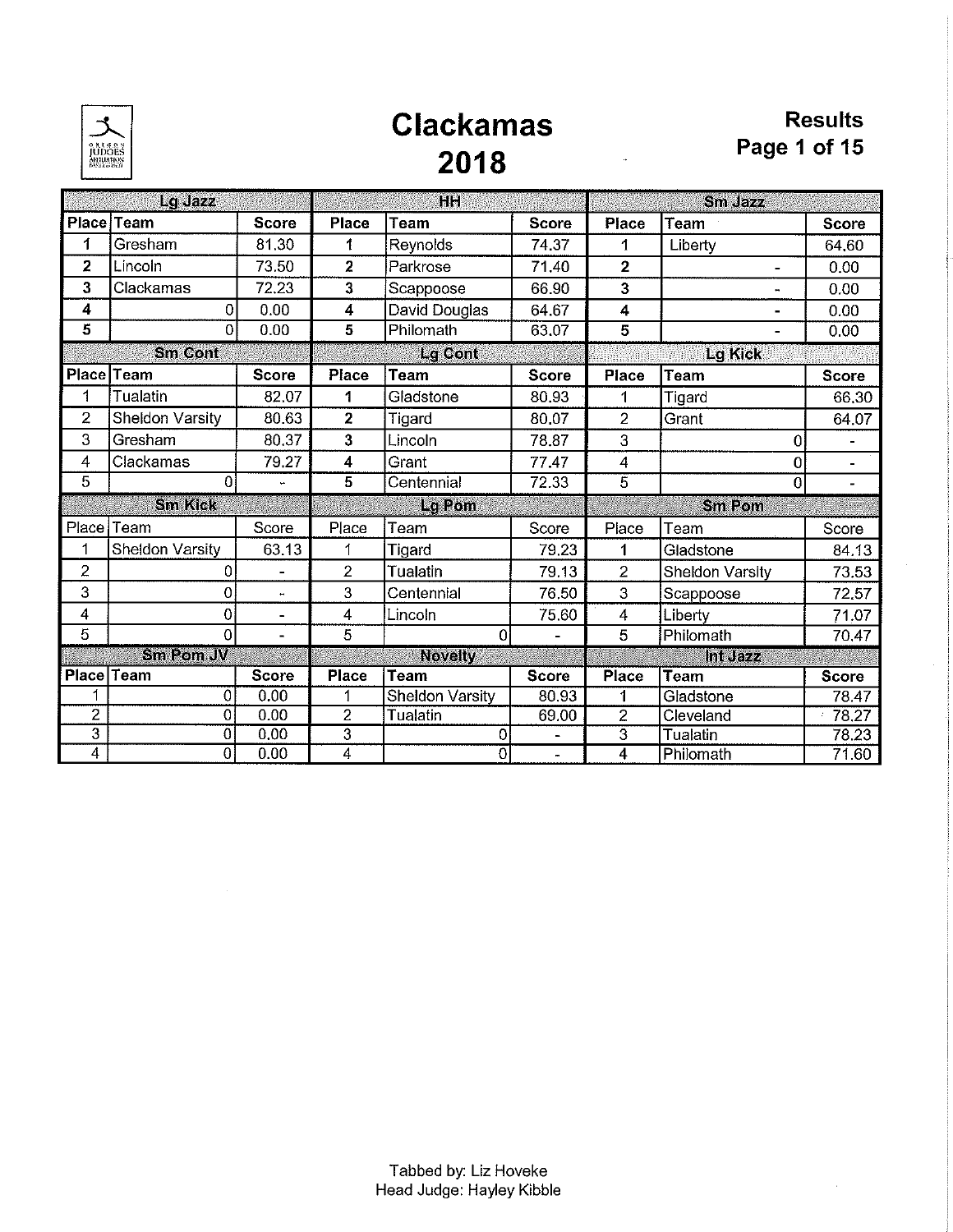# Clackamas 2018

**Results**

## Lg Jazz

| Place | Team | Score |
|---|---|---|
| 1 | Gresham | 81.30 |
| 2 | Lincoln | 73.50 |
| 3 | Clackamas | 72.23 |
| 4 | 0 | 0.00 |
| 5 | 0 | 0.00 |

## HH

| Place | Team | Score |
|---|---|---|
| 1 | Reynolds | 74.37 |
| 2 | Parkrose | 71.40 |
| 3 | Scappoose | 66.90 |
| 4 | David Douglas | 64.67 |
| 5 | Philomath | 63.07 |

## Sm Jazz

| Place | Team | Score |
|---|---|---|
| 1 | Liberty | 64.60 |
| 2 | - | 0.00 |
| 3 | - | 0.00 |
| 4 | - | 0.00 |
| 5 | - | 0.00 |

## Sm Cont

| Place | Team | Score |
|---|---|---|
| 1 | Tualatin | 82.07 |
| 2 | Sheldon Varsity | 80.63 |
| 3 | Gresham | 80.37 |
| 4 | Clackamas | 79.27 |
| 5 | 0 | - |

## Lg Cont

| Place | Team | Score |
|---|---|---|
| 1 | Gladstone | 80.93 |
| 2 | Tigard | 80.07 |
| 3 | Lincoln | 78.87 |
| 4 | Grant | 77.47 |
| 5 | Centennial | 72.33 |

## Lg Kick

| Place | Team | Score |
|---|---|---|
| 1 | Tigard | 66.30 |
| 2 | Grant | 64.07 |
| 3 | 0 | - |
| 4 | 0 | - |
| 5 | 0 | - |

## Sm Kick

| Place | Team | Score |
|---|---|---|
| 1 | Sheldon Varsity | 63.13 |
| 2 | 0 | - |
| 3 | 0 | - |
| 4 | 0 | - |
| 5 | 0 | - |

## Lg Pom

| Place | Team | Score |
|---|---|---|
| 1 | Tigard | 79.23 |
| 2 | Tualatin | 79.13 |
| 3 | Centennial | 76.50 |
| 4 | Lincoln | 75.60 |
| 5 | 0 | - |

## Sm Pom

| Place | Team | Score |
|---|---|---|
| 1 | Gladstone | 84.13 |
| 2 | Sheldon Varsity | 73.53 |
| 3 | Scappoose | 72.57 |
| 4 | Liberty | 71.07 |
| 5 | Philomath | 70.47 |

## Sm Pom JV

| Place | Team | Score |
|---|---|---|
| 1 | 0 | 0.00 |
| 2 | 0 | 0.00 |
| 3 | 0 | 0.00 |
| 4 | 0 | 0.00 |

## Novelty

| Place | Team | Score |
|---|---|---|
| 1 | Sheldon Varsity | 80.93 |
| 2 | Tualatin | 69.00 |
| 3 | 0 | - |
| 4 | 0 | - |

## Int Jazz

| Place | Team | Score |
|---|---|---|
| 1 | Gladstone | 78.47 |
| 2 | Cleveland | 78.27 |
| 3 | Tualatin | 78.23 |
| 4 | Philomath | 71.60 |

Tabbed by: Liz Hoveke
Head Judge: Hayley Kibble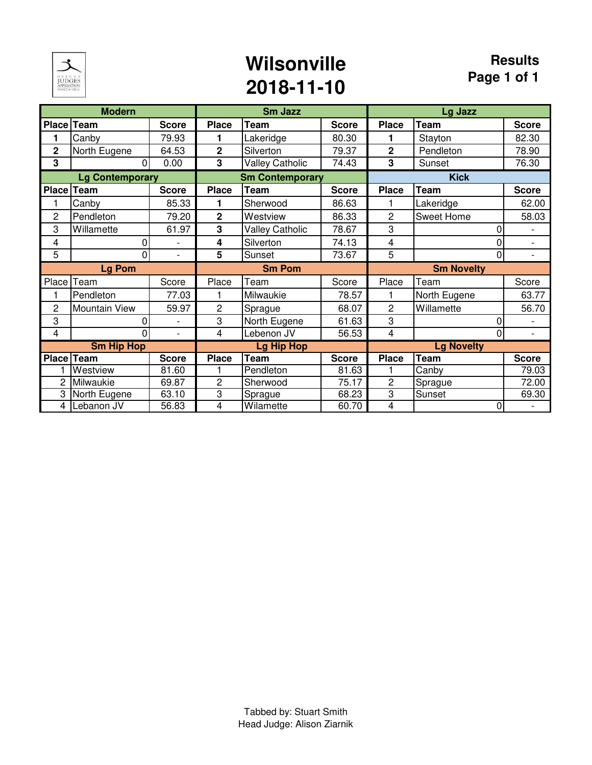# Wilsonville 2018-11-10

**Results**

| Modern | | | Sm Jazz | | | Lg Jazz | | |
|---|---|---|---|---|---|---|---|---|
| Place | Team | Score | Place | Team | Score | Place | Team | Score |
| 1 | Canby | 79.93 | 1 | Lakeridge | 80.30 | 1 | Stayton | 82.30 |
| 2 | North Eugene | 64.53 | 2 | Silverton | 79.37 | 2 | Pendleton | 78.90 |
| 3 | 0 | 0.00 | 3 | Valley Catholic | 74.43 | 3 | Sunset | 76.30 |
| **Lg Contemporary** | | | **Sm Contemporary** | | | **Kick** | | |
| Place | Team | Score | Place | Team | Score | Place | Team | Score |
| 1 | Canby | 85.33 | 1 | Sherwood | 86.63 | 1 | Lakeridge | 62.00 |
| 2 | Pendleton | 79.20 | 2 | Westview | 86.33 | 2 | Sweet Home | 58.03 |
| 3 | Willamette | 61.97 | 3 | Valley Catholic | 78.67 | 3 | 0 | - |
| 4 | 0 | - | 4 | Silverton | 74.13 | 4 | 0 | - |
| 5 | 0 | - | 5 | Sunset | 73.67 | 5 | 0 | - |
| **Lg Pom** | | | **Sm Pom** | | | **Sm Novelty** | | |
| Place | Team | Score | Place | Team | Score | Place | Team | Score |
| 1 | Pendleton | 77.03 | 1 | Milwaukie | 78.57 | 1 | North Eugene | 63.77 |
| 2 | Mountain View | 59.97 | 2 | Sprague | 68.07 | 2 | Willamette | 56.70 |
| 3 | 0 | - | 3 | North Eugene | 61.63 | 3 | 0 | - |
| 4 | 0 | - | 4 | Lebenon JV | 56.53 | 4 | 0 | - |
| **Sm Hip Hop** | | | **Lg Hip Hop** | | | **Lg Novelty** | | |
| Place | Team | Score | Place | Team | Score | Place | Team | Score |
| 1 | Westview | 81.60 | 1 | Pendleton | 81.63 | 1 | Canby | 79.03 |
| 2 | Milwaukie | 69.87 | 2 | Sherwood | 75.17 | 2 | Sprague | 72.00 |
| 3 | North Eugene | 63.10 | 3 | Sprague | 68.23 | 3 | Sunset | 69.30 |
| 4 | Lebanon JV | 56.83 | 4 | Wilamette | 60.70 | 4 | 0 | - |

Tabbed by: Stuart Smith
Head Judge: Alison Ziarnik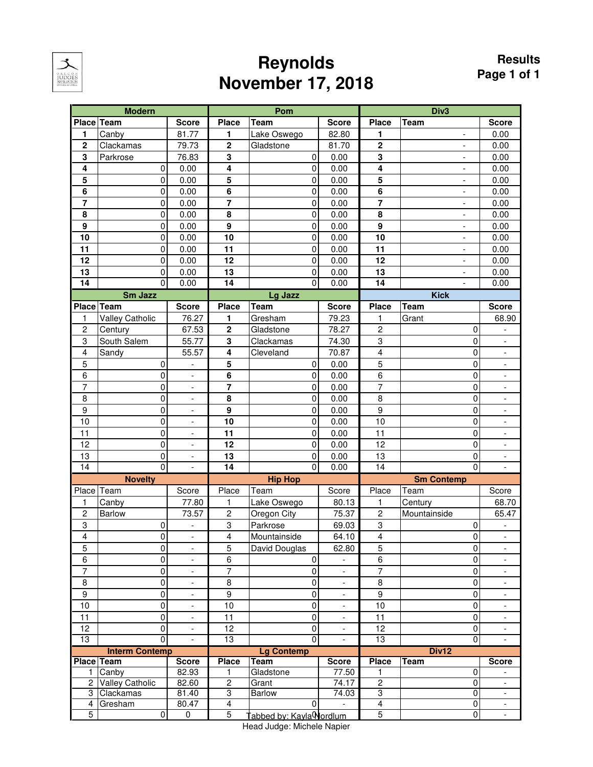# Reynolds
# November 17, 2018

**Results**

### Modern

| Place | Team | Score |
|---|---|---|
| 1 | Canby | 81.77 |
| 2 | Clackamas | 79.73 |
| 3 | Parkrose | 76.83 |
| 4 | 0 | 0.00 |
| 5 | 0 | 0.00 |
| 6 | 0 | 0.00 |
| 7 | 0 | 0.00 |
| 8 | 0 | 0.00 |
| 9 | 0 | 0.00 |
| 10 | 0 | 0.00 |
| 11 | 0 | 0.00 |
| 12 | 0 | 0.00 |
| 13 | 0 | 0.00 |
| 14 | 0 | 0.00 |

### Pom

| Place | Team | Score |
|---|---|---|
| 1 | Lake Oswego | 82.80 |
| 2 | Gladstone | 81.70 |
| 3 | 0 | 0.00 |
| 4 | 0 | 0.00 |
| 5 | 0 | 0.00 |
| 6 | 0 | 0.00 |
| 7 | 0 | 0.00 |
| 8 | 0 | 0.00 |
| 9 | 0 | 0.00 |
| 10 | 0 | 0.00 |
| 11 | 0 | 0.00 |
| 12 | 0 | 0.00 |
| 13 | 0 | 0.00 |
| 14 | 0 | 0.00 |

### Div3

| Place | Team | Score |
|---|---|---|
| 1 | - | 0.00 |
| 2 | - | 0.00 |
| 3 | - | 0.00 |
| 4 | - | 0.00 |
| 5 | - | 0.00 |
| 6 | - | 0.00 |
| 7 | - | 0.00 |
| 8 | - | 0.00 |
| 9 | - | 0.00 |
| 10 | - | 0.00 |
| 11 | - | 0.00 |
| 12 | - | 0.00 |
| 13 | - | 0.00 |
| 14 | - | 0.00 |

### Sm Jazz

| Place | Team | Score |
|---|---|---|
| 1 | Valley Catholic | 76.27 |
| 2 | Century | 67.53 |
| 3 | South Salem | 55.77 |
| 4 | Sandy | 55.57 |
| 5 | 0 | - |
| 6 | 0 | - |
| 7 | 0 | - |
| 8 | 0 | - |
| 9 | 0 | - |
| 10 | 0 | - |
| 11 | 0 | - |
| 12 | 0 | - |
| 13 | 0 | - |
| 14 | 0 | - |

### Lg Jazz

| Place | Team | Score |
|---|---|---|
| 1 | Gresham | 79.23 |
| 2 | Gladstone | 78.27 |
| 3 | Clackamas | 74.30 |
| 4 | Cleveland | 70.87 |
| 5 | 0 | 0.00 |
| 6 | 0 | 0.00 |
| 7 | 0 | 0.00 |
| 8 | 0 | 0.00 |
| 9 | 0 | 0.00 |
| 10 | 0 | 0.00 |
| 11 | 0 | 0.00 |
| 12 | 0 | 0.00 |
| 13 | 0 | 0.00 |
| 14 | 0 | 0.00 |

### Kick

| Place | Team | Score |
|---|---|---|
| 1 | Grant | 68.90 |
| 2 | 0 | - |
| 3 | 0 | - |
| 4 | 0 | - |
| 5 | 0 | - |
| 6 | 0 | - |
| 7 | 0 | - |
| 8 | 0 | - |
| 9 | 0 | - |
| 10 | 0 | - |
| 11 | 0 | - |
| 12 | 0 | - |
| 13 | 0 | - |
| 14 | 0 | - |

### Novelty

| Place | Team | Score |
|---|---|---|
| 1 | Canby | 77.80 |
| 2 | Barlow | 73.57 |
| 3 | 0 | - |
| 4 | 0 | - |
| 5 | 0 | - |
| 6 | 0 | - |
| 7 | 0 | - |
| 8 | 0 | - |
| 9 | 0 | - |
| 10 | 0 | - |
| 11 | 0 | - |
| 12 | 0 | - |
| 13 | 0 | - |

### Hip Hop

| Place | Team | Score |
|---|---|---|
| 1 | Lake Oswego | 80.13 |
| 2 | Oregon City | 75.37 |
| 3 | Parkrose | 69.03 |
| 4 | Mountainside | 64.10 |
| 5 | David Douglas | 62.80 |
| 6 | 0 | - |
| 7 | 0 | - |
| 8 | 0 | - |
| 9 | 0 | - |
| 10 | 0 | - |
| 11 | 0 | - |
| 12 | 0 | - |
| 13 | 0 | - |

### Sm Contemp

| Place | Team | Score |
|---|---|---|
| 1 | Century | 68.70 |
| 2 | Mountainside | 65.47 |
| 3 | 0 | - |
| 4 | 0 | - |
| 5 | 0 | - |
| 6 | 0 | - |
| 7 | 0 | - |
| 8 | 0 | - |
| 9 | 0 | - |
| 10 | 0 | - |
| 11 | 0 | - |
| 12 | 0 | - |
| 13 | 0 | - |

### Interm Contemp

| Place | Team | Score |
|---|---|---|
| 1 | Canby | 82.93 |
| 2 | Valley Catholic | 82.60 |
| 3 | Clackamas | 81.40 |
| 4 | Gresham | 80.47 |
| 5 | 0 | 0 |

### Lg Contemp

| Place | Team | Score |
|---|---|---|
| 1 | Gladstone | 77.50 |
| 2 | Grant | 74.17 |
| 3 | Barlow | 74.03 |
| 4 | 0 | - |
| 5 | 0 | |

### Div12

| Place | Team | Score |
|---|---|---|
| 1 | 0 | - |
| 2 | 0 | - |
| 3 | 0 | - |
| 4 | 0 | - |
| 5 | 0 | - |

Tabbed by: Kayla Nordlum
Head Judge: Michele Napier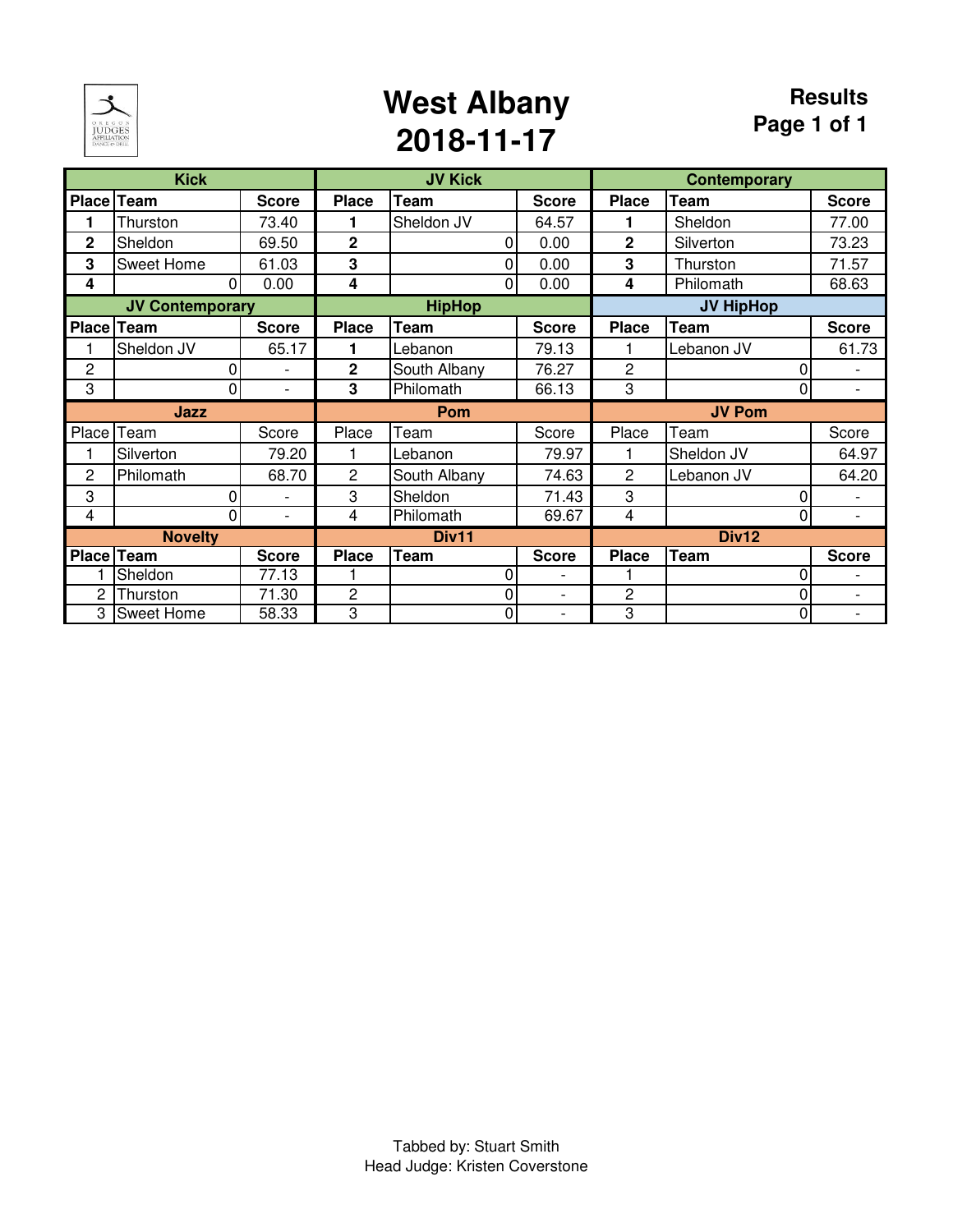# West Albany 2018-11-17

**Results**

### Kick

| Place | Team | Score |
|---|---|---|
| 1 | Thurston | 73.40 |
| 2 | Sheldon | 69.50 |
| 3 | Sweet Home | 61.03 |
| 4 | 0 | 0.00 |

### JV Kick

| Place | Team | Score |
|---|---|---|
| 1 | Sheldon JV | 64.57 |
| 2 | 0 | 0.00 |
| 3 | 0 | 0.00 |
| 4 | 0 | 0.00 |

### Contemporary

| Place | Team | Score |
|---|---|---|
| 1 | Sheldon | 77.00 |
| 2 | Silverton | 73.23 |
| 3 | Thurston | 71.57 |
| 4 | Philomath | 68.63 |

### JV Contemporary

| Place | Team | Score |
|---|---|---|
| 1 | Sheldon JV | 65.17 |
| 2 | 0 | - |
| 3 | 0 | - |

### HipHop

| Place | Team | Score |
|---|---|---|
| 1 | Lebanon | 79.13 |
| 2 | South Albany | 76.27 |
| 3 | Philomath | 66.13 |

### JV HipHop

| Place | Team | Score |
|---|---|---|
| 1 | Lebanon JV | 61.73 |
| 2 | 0 | - |
| 3 | 0 | - |

### Jazz

| Place | Team | Score |
|---|---|---|
| 1 | Silverton | 79.20 |
| 2 | Philomath | 68.70 |
| 3 | 0 | - |
| 4 | 0 | - |

### Pom

| Place | Team | Score |
|---|---|---|
| 1 | Lebanon | 79.97 |
| 2 | South Albany | 74.63 |
| 3 | Sheldon | 71.43 |
| 4 | Philomath | 69.67 |

### JV Pom

| Place | Team | Score |
|---|---|---|
| 1 | Sheldon JV | 64.97 |
| 2 | Lebanon JV | 64.20 |
| 3 | 0 | - |
| 4 | 0 | - |

### Novelty

| Place | Team | Score |
|---|---|---|
| 1 | Sheldon | 77.13 |
| 2 | Thurston | 71.30 |
| 3 | Sweet Home | 58.33 |

### Div11

| Place | Team | Score |
|---|---|---|
| 1 | 0 | - |
| 2 | 0 | - |
| 3 | 0 | - |

### Div12

| Place | Team | Score |
|---|---|---|
| 1 | 0 | - |
| 2 | 0 | - |
| 3 | 0 | - |

Tabbed by: Stuart Smith
Head Judge: Kristen Coverstone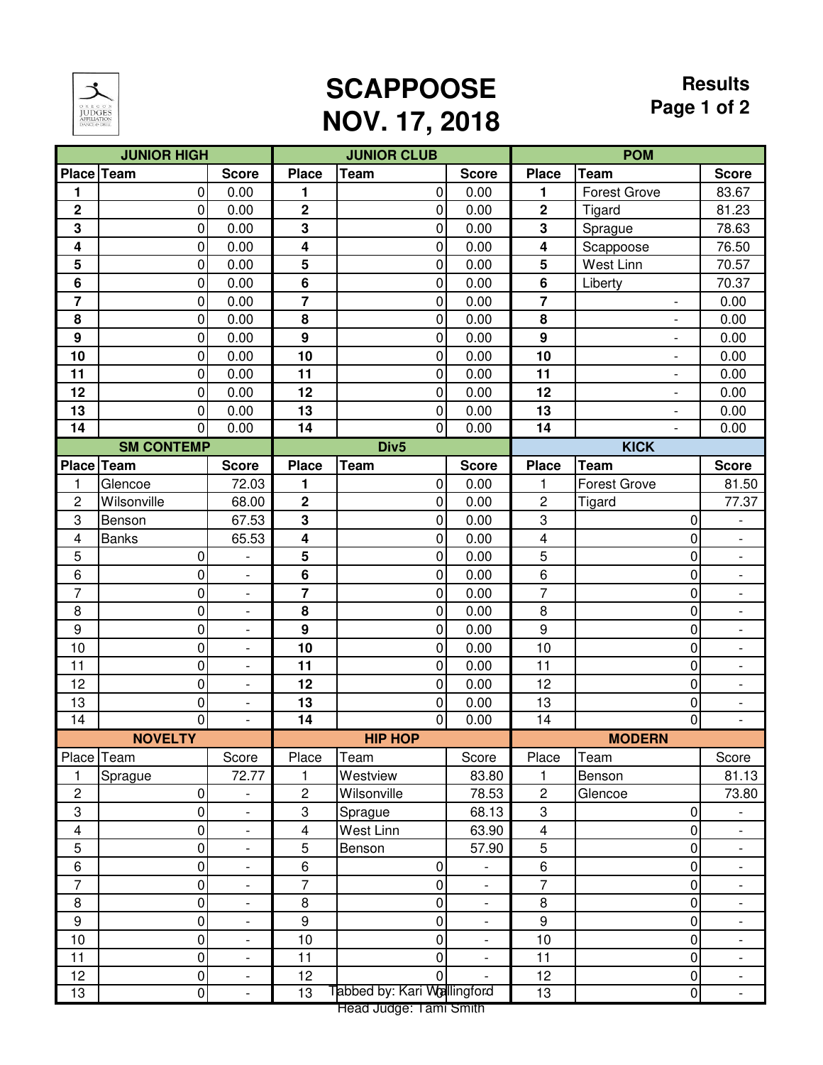# SCAPPOOSE
# NOV. 17, 2018

**Results**

## JUNIOR HIGH

| Place | Team | Score |
|---|---|---|
| 1 | 0 | 0.00 |
| 2 | 0 | 0.00 |
| 3 | 0 | 0.00 |
| 4 | 0 | 0.00 |
| 5 | 0 | 0.00 |
| 6 | 0 | 0.00 |
| 7 | 0 | 0.00 |
| 8 | 0 | 0.00 |
| 9 | 0 | 0.00 |
| 10 | 0 | 0.00 |
| 11 | 0 | 0.00 |
| 12 | 0 | 0.00 |
| 13 | 0 | 0.00 |
| 14 | 0 | 0.00 |

## JUNIOR CLUB

| Place | Team | Score |
|---|---|---|
| 1 | 0 | 0.00 |
| 2 | 0 | 0.00 |
| 3 | 0 | 0.00 |
| 4 | 0 | 0.00 |
| 5 | 0 | 0.00 |
| 6 | 0 | 0.00 |
| 7 | 0 | 0.00 |
| 8 | 0 | 0.00 |
| 9 | 0 | 0.00 |
| 10 | 0 | 0.00 |
| 11 | 0 | 0.00 |
| 12 | 0 | 0.00 |
| 13 | 0 | 0.00 |
| 14 | 0 | 0.00 |

## POM

| Place | Team | Score |
|---|---|---|
| 1 | Forest Grove | 83.67 |
| 2 | Tigard | 81.23 |
| 3 | Sprague | 78.63 |
| 4 | Scappoose | 76.50 |
| 5 | West Linn | 70.57 |
| 6 | Liberty | 70.37 |
| 7 | - | 0.00 |
| 8 | - | 0.00 |
| 9 | - | 0.00 |
| 10 | - | 0.00 |
| 11 | - | 0.00 |
| 12 | - | 0.00 |
| 13 | - | 0.00 |
| 14 | - | 0.00 |

## SM CONTEMP

| Place | Team | Score |
|---|---|---|
| 1 | Glencoe | 72.03 |
| 2 | Wilsonville | 68.00 |
| 3 | Benson | 67.53 |
| 4 | Banks | 65.53 |
| 5 | 0 | - |
| 6 | 0 | - |
| 7 | 0 | - |
| 8 | 0 | - |
| 9 | 0 | - |
| 10 | 0 | - |
| 11 | 0 | - |
| 12 | 0 | - |
| 13 | 0 | - |
| 14 | 0 | - |

## Div5

| Place | Team | Score |
|---|---|---|
| 1 | 0 | 0.00 |
| 2 | 0 | 0.00 |
| 3 | 0 | 0.00 |
| 4 | 0 | 0.00 |
| 5 | 0 | 0.00 |
| 6 | 0 | 0.00 |
| 7 | 0 | 0.00 |
| 8 | 0 | 0.00 |
| 9 | 0 | 0.00 |
| 10 | 0 | 0.00 |
| 11 | 0 | 0.00 |
| 12 | 0 | 0.00 |
| 13 | 0 | 0.00 |
| 14 | 0 | 0.00 |

## KICK

| Place | Team | Score |
|---|---|---|
| 1 | Forest Grove | 81.50 |
| 2 | Tigard | 77.37 |
| 3 | 0 | - |
| 4 | 0 | - |
| 5 | 0 | - |
| 6 | 0 | - |
| 7 | 0 | - |
| 8 | 0 | - |
| 9 | 0 | - |
| 10 | 0 | - |
| 11 | 0 | - |
| 12 | 0 | - |
| 13 | 0 | - |
| 14 | 0 | - |

## NOVELTY

| Place | Team | Score |
|---|---|---|
| 1 | Sprague | 72.77 |
| 2 | 0 | - |
| 3 | 0 | - |
| 4 | 0 | - |
| 5 | 0 | - |
| 6 | 0 | - |
| 7 | 0 | - |
| 8 | 0 | - |
| 9 | 0 | - |
| 10 | 0 | - |
| 11 | 0 | - |
| 12 | 0 | - |
| 13 | 0 | - |

## HIP HOP

| Place | Team | Score |
|---|---|---|
| 1 | Westview | 83.80 |
| 2 | Wilsonville | 78.53 |
| 3 | Sprague | 68.13 |
| 4 | West Linn | 63.90 |
| 5 | Benson | 57.90 |
| 6 | 0 | - |
| 7 | 0 | - |
| 8 | 0 | - |
| 9 | 0 | - |
| 10 | 0 | - |
| 11 | 0 | - |
| 12 | 0 | - |
| 13 | | |

## MODERN

| Place | Team | Score |
|---|---|---|
| 1 | Benson | 81.13 |
| 2 | Glencoe | 73.80 |
| 3 | 0 | - |
| 4 | 0 | - |
| 5 | 0 | - |
| 6 | 0 | - |
| 7 | 0 | - |
| 8 | 0 | - |
| 9 | 0 | - |
| 10 | 0 | - |
| 11 | 0 | - |
| 12 | 0 | - |
| 13 | 0 | - |

Tabbed by: Kari Wallingford
Head Judge: Tami Smith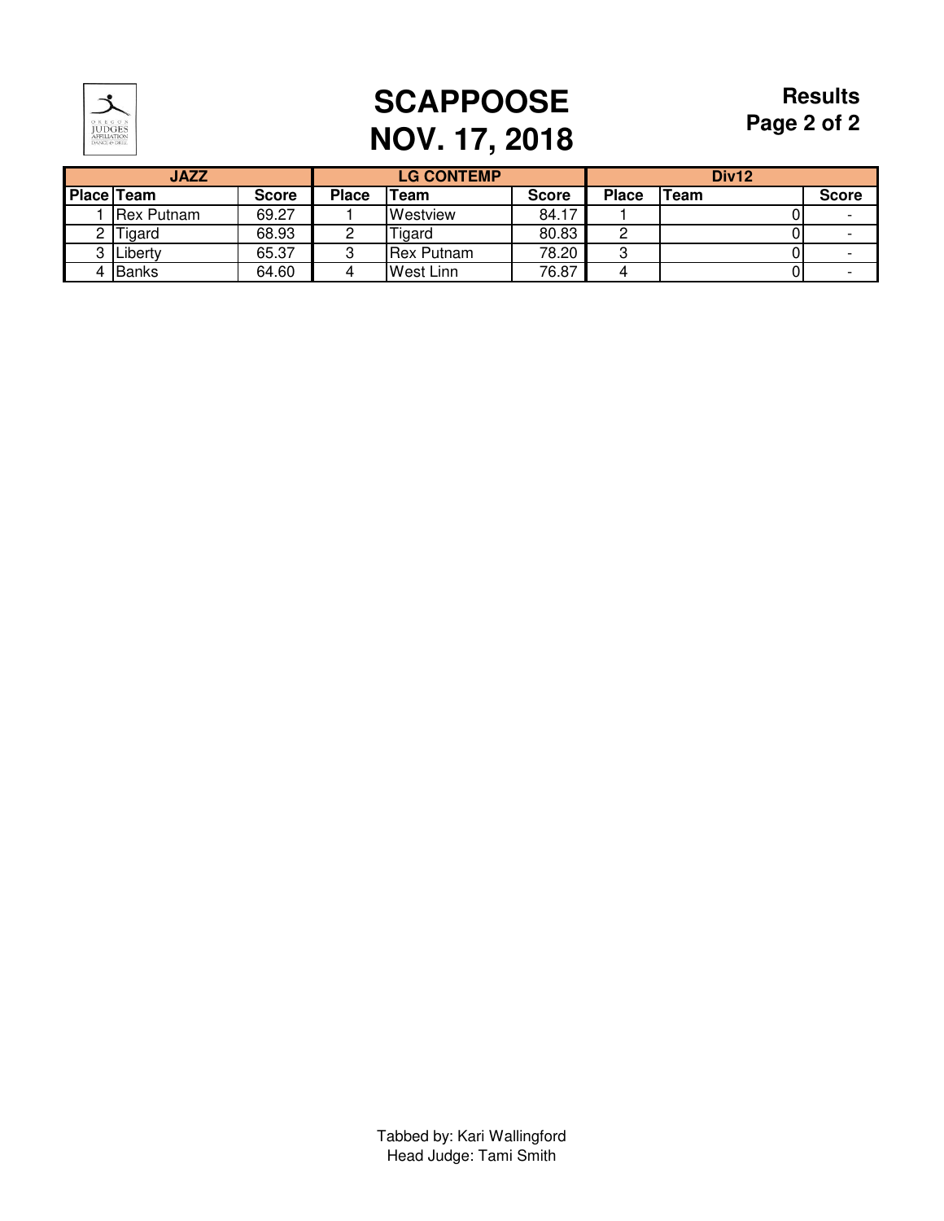# SCAPPOOSE
# NOV. 17, 2018

**Results**

| JAZZ | | | LG CONTEMP | | | Div12 | | |
|---|---|---|---|---|---|---|---|---|
| **Place** | **Team** | **Score** | **Place** | **Team** | **Score** | **Place** | **Team** | **Score** |
| 1 | Rex Putnam | 69.27 | 1 | Westview | 84.17 | 1 | 0 | - |
| 2 | Tigard | 68.93 | 2 | Tigard | 80.83 | 2 | 0 | - |
| 3 | Liberty | 65.37 | 3 | Rex Putnam | 78.20 | 3 | 0 | - |
| 4 | Banks | 64.60 | 4 | West Linn | 76.87 | 4 | 0 | - |

Tabbed by: Kari Wallingford
Head Judge: Tami Smith